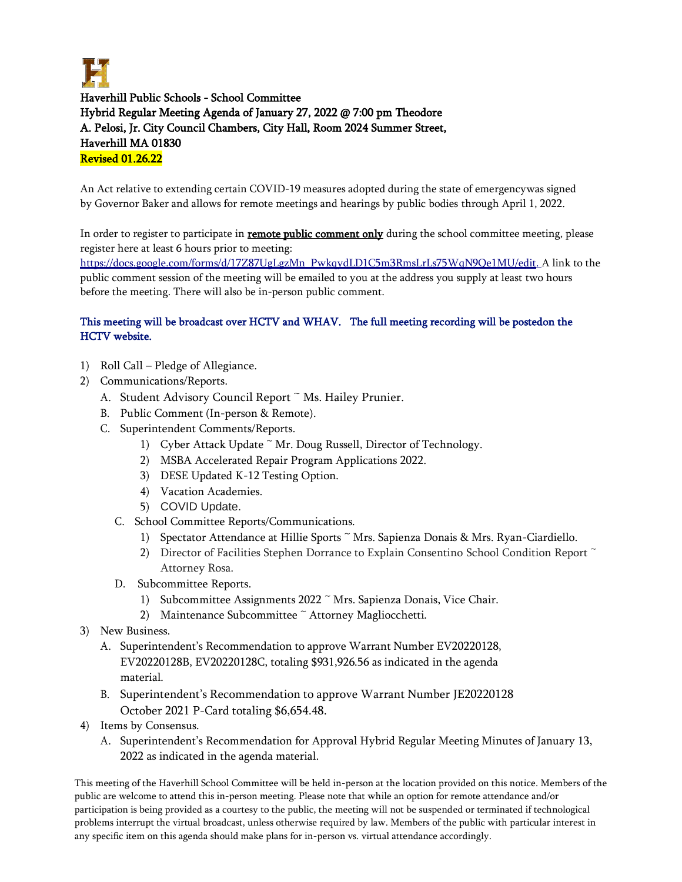**Haverhill Public Schools - School Committee**
**Hybrid Regular Meeting Agenda of January 27, 2022 @ 7:00 pm Theodore A. Pelosi, Jr. City Council Chambers, City Hall, Room 2024 Summer Street, Haverhill MA 01830**
**Revised 01.26.22**

An Act relative to extending certain COVID-19 measures adopted during the state of emergencywas signed by Governor Baker and allows for remote meetings and hearings by public bodies through April 1, 2022.

In order to register to participate in **remote public comment only** during the school committee meeting, please register here at least 6 hours prior to meeting: https://docs.google.com/forms/d/17Z87UgLgzMn_PwkqydLD1C5m3RmsLrLs75WqN9Qe1MU/edit. A link to the public comment session of the meeting will be emailed to you at the address you supply at least two hours before the meeting. There will also be in-person public comment.

**This meeting will be broadcast over HCTV and WHAV. The full meeting recording will be postedon the HCTV website.**

1) Roll Call – Pledge of Allegiance.
2) Communications/Reports.
   A. Student Advisory Council Report ~ Ms. Hailey Prunier.
   B. Public Comment (In-person & Remote).
   C. Superintendent Comments/Reports.
      1) Cyber Attack Update ~ Mr. Doug Russell, Director of Technology.
      2) MSBA Accelerated Repair Program Applications 2022.
      3) DESE Updated K-12 Testing Option.
      4) Vacation Academies.
      5) COVID Update.
   C. School Committee Reports/Communications.
      1) Spectator Attendance at Hillie Sports ~ Mrs. Sapienza Donais & Mrs. Ryan-Ciardiello.
      2) Director of Facilities Stephen Dorrance to Explain Consentino School Condition Report ~ Attorney Rosa.
   D. Subcommittee Reports.
      1) Subcommittee Assignments 2022 ~ Mrs. Sapienza Donais, Vice Chair.
      2) Maintenance Subcommittee ~ Attorney Magliocchetti.
3) New Business.
   A. Superintendent's Recommendation to approve Warrant Number EV20220128, EV20220128B, EV20220128C, totaling $931,926.56 as indicated in the agenda material.
   B. Superintendent's Recommendation to approve Warrant Number JE20220128 October 2021 P-Card totaling $6,654.48.
4) Items by Consensus.
   A. Superintendent's Recommendation for Approval Hybrid Regular Meeting Minutes of January 13, 2022 as indicated in the agenda material.

This meeting of the Haverhill School Committee will be held in-person at the location provided on this notice. Members of the public are welcome to attend this in-person meeting. Please note that while an option for remote attendance and/or participation is being provided as a courtesy to the public, the meeting will not be suspended or terminated if technological problems interrupt the virtual broadcast, unless otherwise required by law. Members of the public with particular interest in any specific item on this agenda should make plans for in-person vs. virtual attendance accordingly.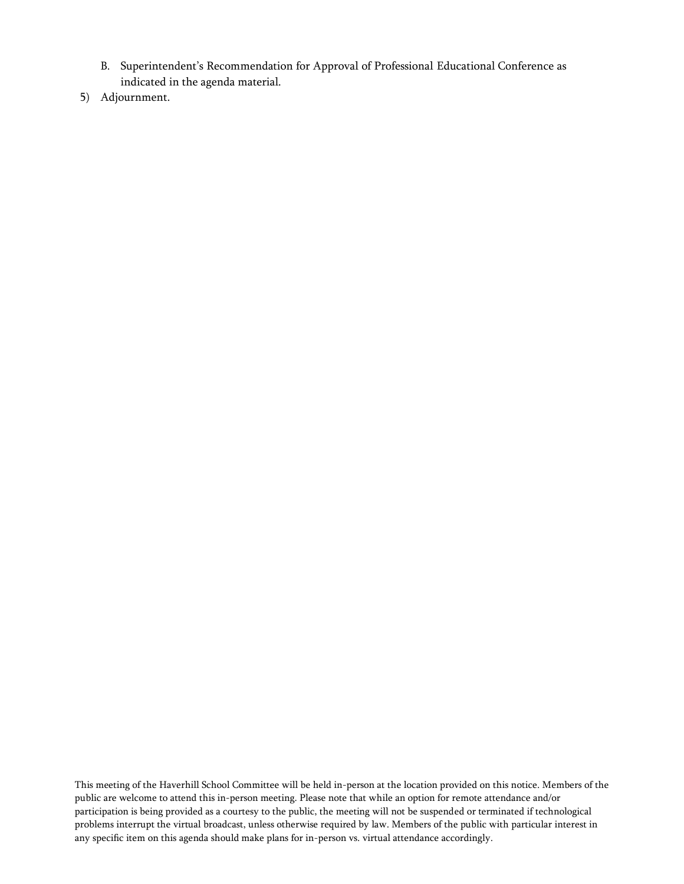B. Superintendent's Recommendation for Approval of Professional Educational Conference as indicated in the agenda material.

5) Adjournment.

This meeting of the Haverhill School Committee will be held in-person at the location provided on this notice. Members of the public are welcome to attend this in-person meeting. Please note that while an option for remote attendance and/or participation is being provided as a courtesy to the public, the meeting will not be suspended or terminated if technological problems interrupt the virtual broadcast, unless otherwise required by law. Members of the public with particular interest in any specific item on this agenda should make plans for in-person vs. virtual attendance accordingly.